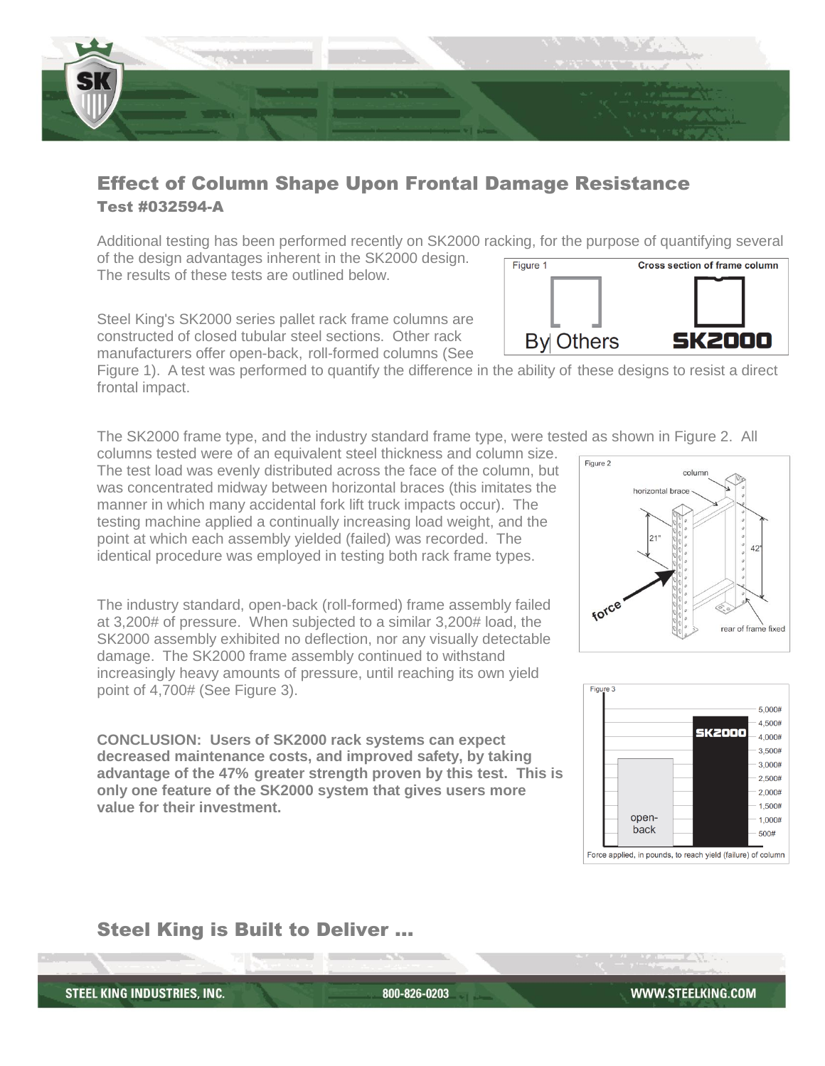## Effect of Column Shape Upon Frontal Damage Resistance

### Test #032594-A

Additional testing has been performed recently on SK2000 racking, for the purpose of quantifying several of the design advantages inherent in the SK2000 design. The results of these tests are outlined below.

Steel King's SK2000 series pallet rack frame columns are constructed of closed tubular steel sections. Other rack manufacturers offer open-back, roll-formed columns (See Figure 1). A test was performed to quantify the difference in the ability of these designs to resist a direct frontal impact.

Figure 1 — Cross section of frame column: By Others / SK2000

The SK2000 frame type, and the industry standard frame type, were tested as shown in Figure 2. All columns tested were of an equivalent steel thickness and column size. The test load was evenly distributed across the face of the column, but was concentrated midway between horizontal braces (this imitates the manner in which many accidental fork lift truck impacts occur). The testing machine applied a continually increasing load weight, and the point at which each assembly yielded (failed) was recorded. The identical procedure was employed in testing both rack frame types.

Figure 2 — column; horizontal brace; 21"; 42"; force; rear of frame fixed

The industry standard, open-back (roll-formed) frame assembly failed at 3,200# of pressure. When subjected to a similar 3,200# load, the SK2000 assembly exhibited no deflection, nor any visually detectable damage. The SK2000 frame assembly continued to withstand increasingly heavy amounts of pressure, until reaching its own yield point of 4,700# (See Figure 3).

Figure 3 — open-back; SK2000

Force applied, in pounds, to reach yield (failure) of column

**CONCLUSION: Users of SK2000 rack systems can expect decreased maintenance costs, and improved safety, by taking advantage of the 47% greater strength proven by this test. This is only one feature of the SK2000 system that gives users more value for their investment.**

## Steel King is Built to Deliver ...

STEEL KING INDUSTRIES, INC. 800-826-0203 WWW.STEELKING.COM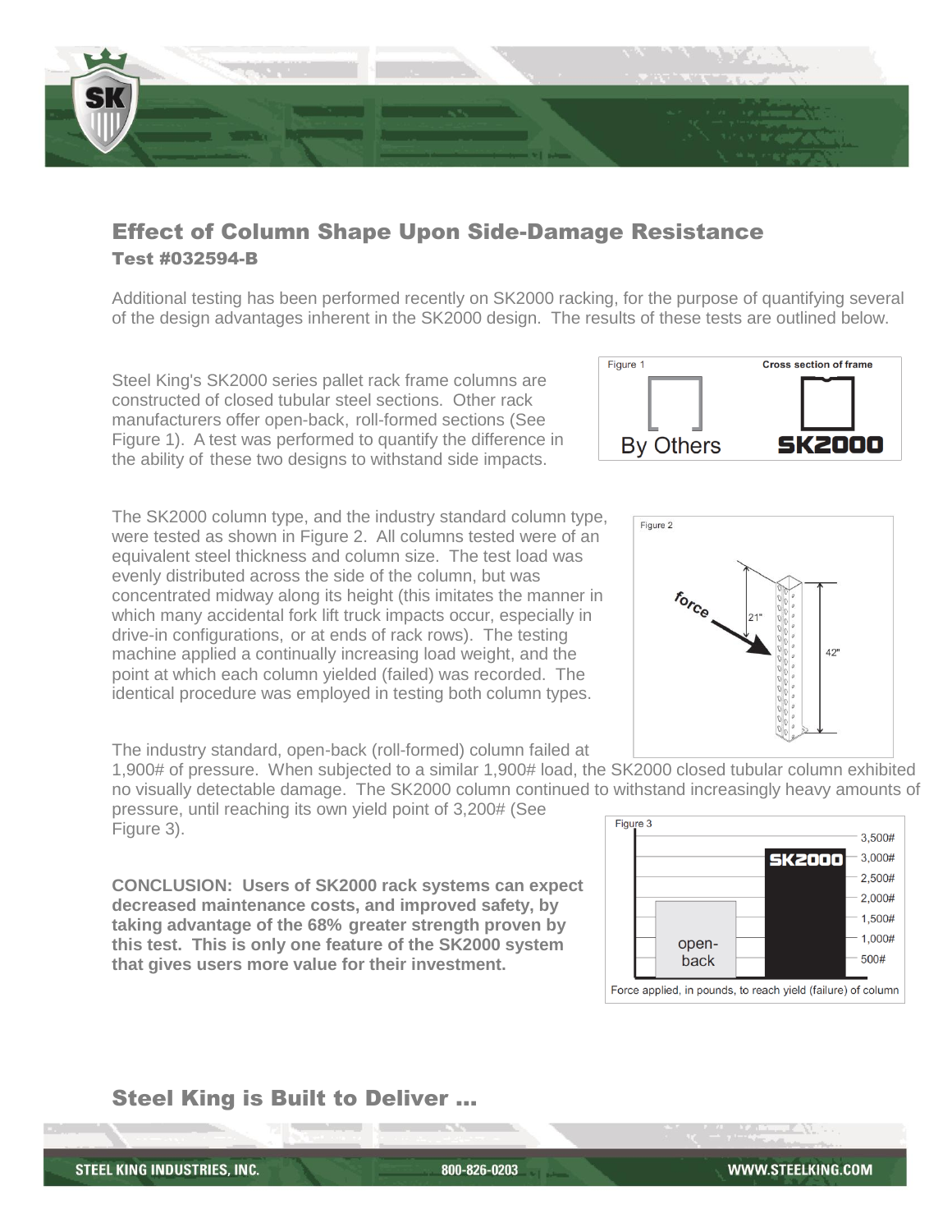## Effect of Column Shape Upon Side-Damage Resistance

### Test #032594-B

Additional testing has been performed recently on SK2000 racking, for the purpose of quantifying several of the design advantages inherent in the SK2000 design. The results of these tests are outlined below.

Steel King's SK2000 series pallet rack frame columns are constructed of closed tubular steel sections. Other rack manufacturers offer open-back, roll-formed sections (See Figure 1). A test was performed to quantify the difference in the ability of these two designs to withstand side impacts.

Figure 1

Cross section of frame

By Others

SK2000

The SK2000 column type, and the industry standard column type, were tested as shown in Figure 2. All columns tested were of an equivalent steel thickness and column size. The test load was evenly distributed across the side of the column, but was concentrated midway along its height (this imitates the manner in which many accidental fork lift truck impacts occur, especially in drive-in configurations, or at ends of rack rows). The testing machine applied a continually increasing load weight, and the point at which each column yielded (failed) was recorded. The identical procedure was employed in testing both column types.

Figure 2

force

21"

42"

The industry standard, open-back (roll-formed) column failed at 1,900# of pressure. When subjected to a similar 1,900# load, the SK2000 closed tubular column exhibited no visually detectable damage. The SK2000 column continued to withstand increasingly heavy amounts of pressure, until reaching its own yield point of 3,200# (See Figure 3).

Figure 3

3,500#

3,000#

2,500#

2,000#

1,500#

1,000#

500#

open-back

SK2000

Force applied, in pounds, to reach yield (failure) of column

**CONCLUSION: Users of SK2000 rack systems can expect decreased maintenance costs, and improved safety, by taking advantage of the 68% greater strength proven by this test. This is only one feature of the SK2000 system that gives users more value for their investment.**

## Steel King is Built to Deliver ...

STEEL KING INDUSTRIES, INC. 800-826-0203 WWW.STEELKING.COM